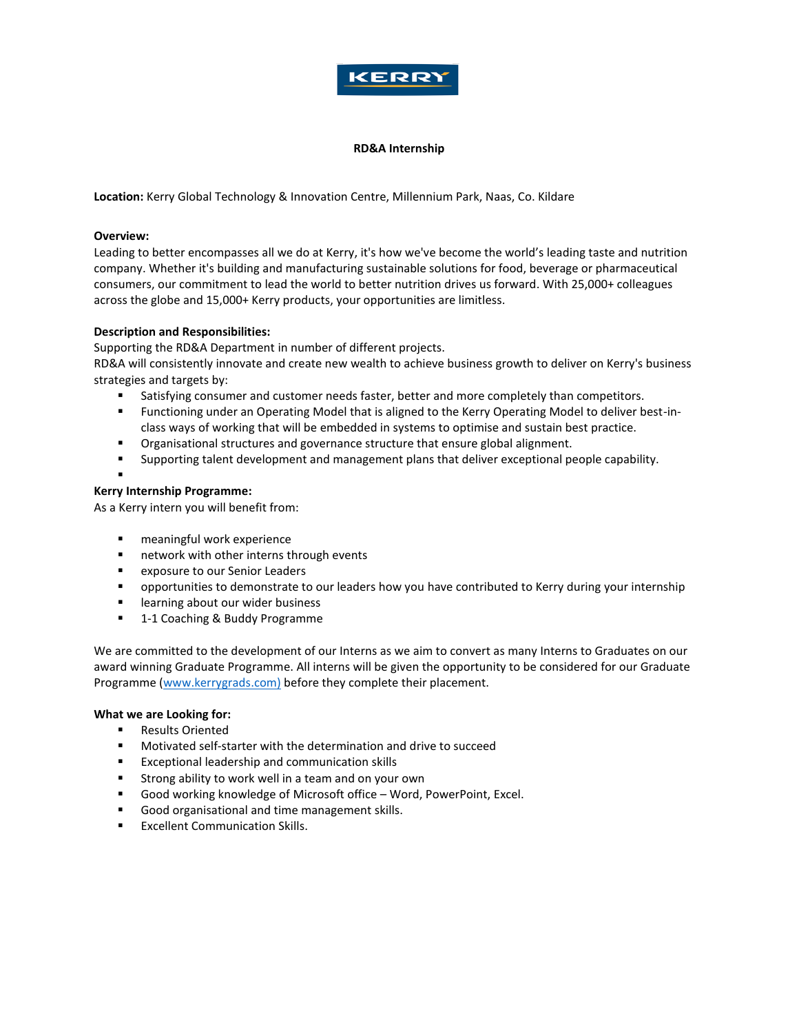KERRY

# RD&A Internship

**Location:** Kerry Global Technology & Innovation Centre, Millennium Park, Naas, Co. Kildare

**Overview:**
Leading to better encompasses all we do at Kerry, it's how we've become the world's leading taste and nutrition company. Whether it's building and manufacturing sustainable solutions for food, beverage or pharmaceutical consumers, our commitment to lead the world to better nutrition drives us forward. With 25,000+ colleagues across the globe and 15,000+ Kerry products, your opportunities are limitless.

**Description and Responsibilities:**
Supporting the RD&A Department in number of different projects.
RD&A will consistently innovate and create new wealth to achieve business growth to deliver on Kerry's business strategies and targets by:

- Satisfying consumer and customer needs faster, better and more completely than competitors.
- Functioning under an Operating Model that is aligned to the Kerry Operating Model to deliver best-in-class ways of working that will be embedded in systems to optimise and sustain best practice.
- Organisational structures and governance structure that ensure global alignment.
- Supporting talent development and management plans that deliver exceptional people capability.

**Kerry Internship Programme:**
As a Kerry intern you will benefit from:

- meaningful work experience
- network with other interns through events
- exposure to our Senior Leaders
- opportunities to demonstrate to our leaders how you have contributed to Kerry during your internship
- learning about our wider business
- 1-1 Coaching & Buddy Programme

We are committed to the development of our Interns as we aim to convert as many Interns to Graduates on our award winning Graduate Programme. All interns will be given the opportunity to be considered for our Graduate Programme (www.kerrygrads.com) before they complete their placement.

**What we are Looking for:**

- Results Oriented
- Motivated self-starter with the determination and drive to succeed
- Exceptional leadership and communication skills
- Strong ability to work well in a team and on your own
- Good working knowledge of Microsoft office – Word, PowerPoint, Excel.
- Good organisational and time management skills.
- Excellent Communication Skills.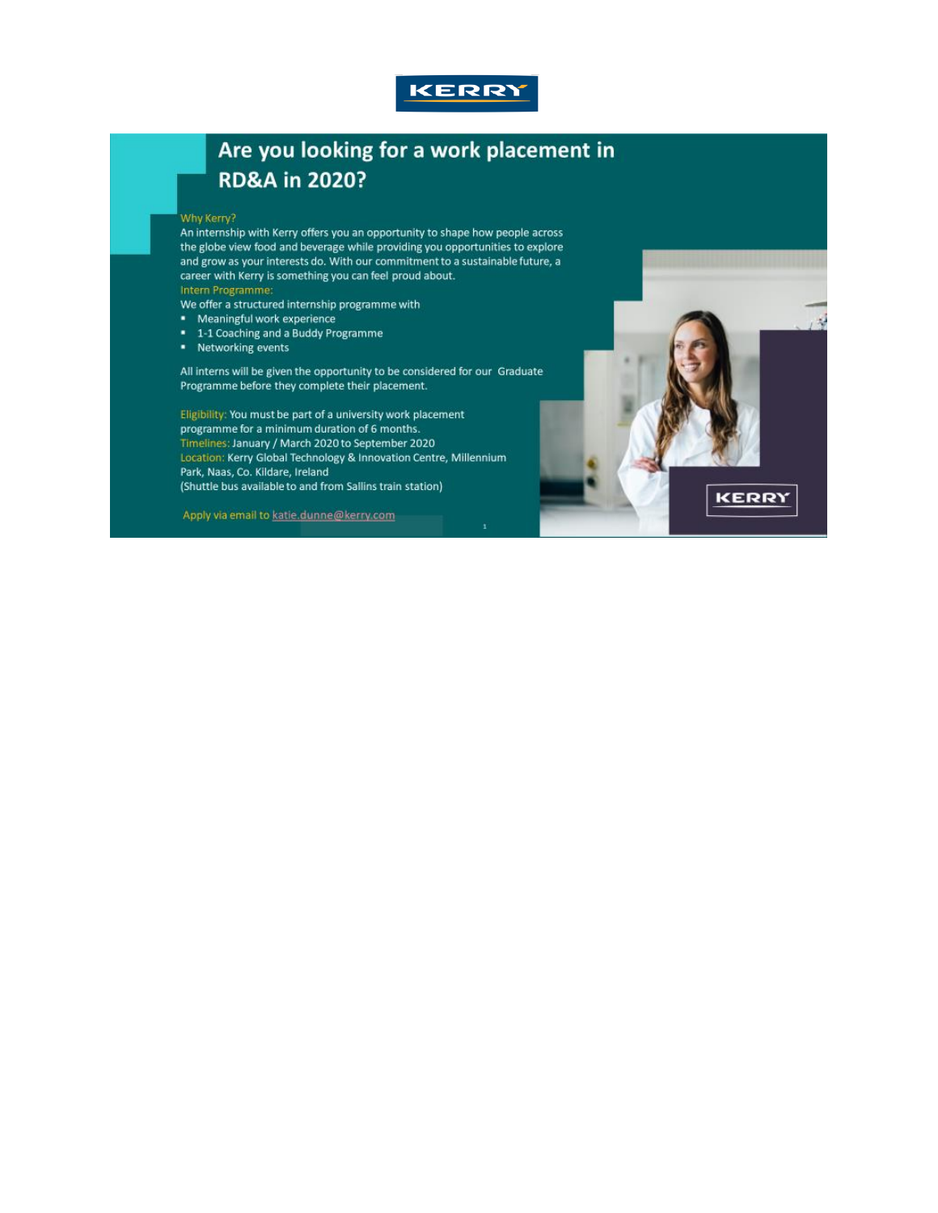KERRY

# Are you looking for a work placement in RD&A in 2020?

Why Kerry?

An internship with Kerry offers you an opportunity to shape how people across the globe view food and beverage while providing you opportunities to explore and grow as your interests do. With our commitment to a sustainable future, a career with Kerry is something you can feel proud about.

Intern Programme:

We offer a structured internship programme with

- Meaningful work experience
- 1-1 Coaching and a Buddy Programme
- Networking events

All interns will be given the opportunity to be considered for our Graduate Programme before they complete their placement.

Eligibility: You must be part of a university work placement programme for a minimum duration of 6 months.

Timelines: January / March 2020 to September 2020

Location: Kerry Global Technology & Innovation Centre, Millennium Park, Naas, Co. Kildare, Ireland

(Shuttle bus available to and from Sallins train station)

Apply via email to katie.dunne@kerry.com

KERRY